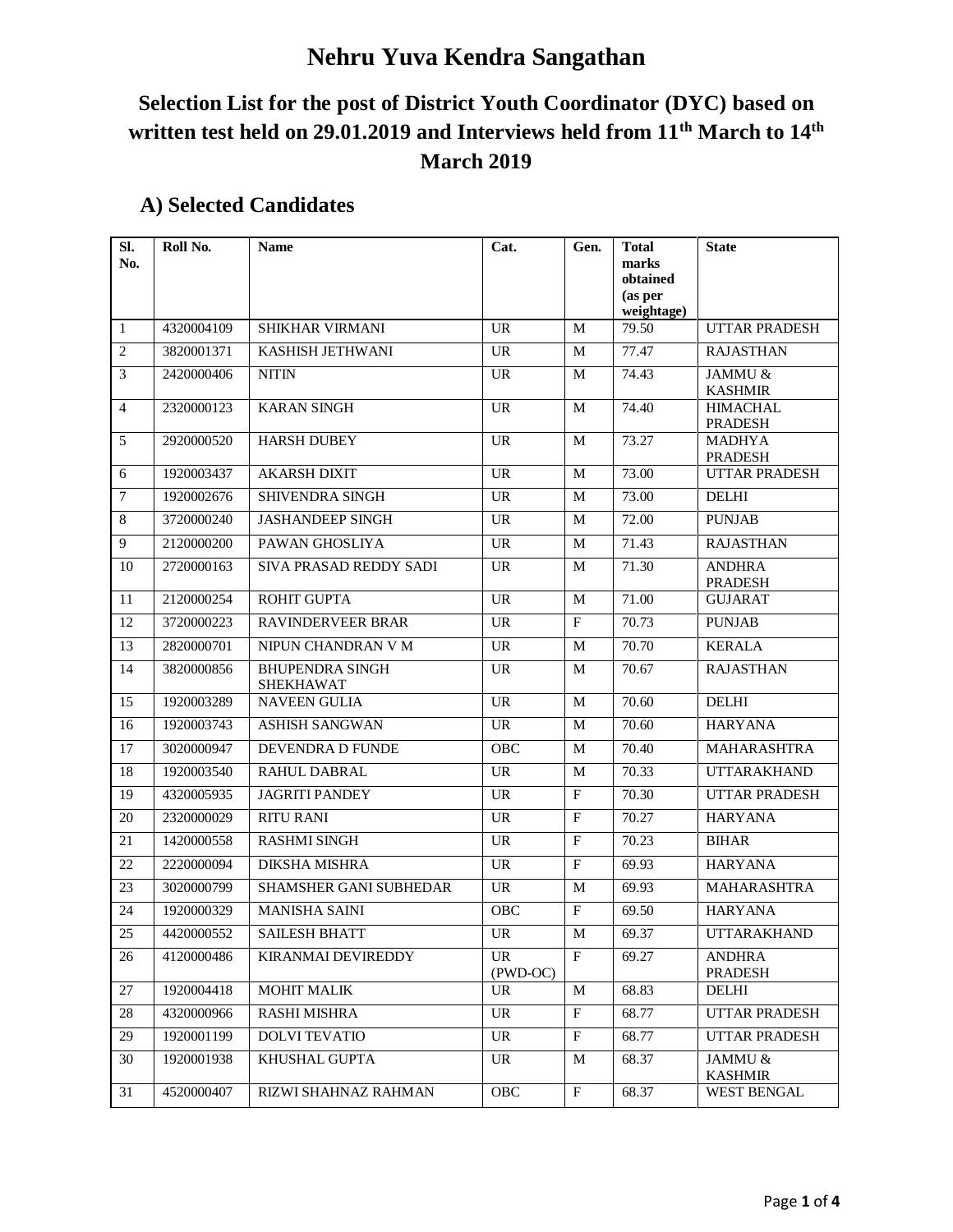# Nehru Yuva Kendra Sangathan

## Selection List for the post of District Youth Coordinator (DYC) based on written test held on 29.01.2019 and Interviews held from 11th March to 14th March 2019

### A) Selected Candidates

| Sl. No. | Roll No. | Name | Cat. | Gen. | Total marks obtained (as per weightage) | State |
|---|---|---|---|---|---|---|
| 1 | 4320004109 | SHIKHAR VIRMANI | UR | M | 79.50 | UTTAR PRADESH |
| 2 | 3820001371 | KASHISH JETHWANI | UR | M | 77.47 | RAJASTHAN |
| 3 | 2420000406 | NITIN | UR | M | 74.43 | JAMMU & KASHMIR |
| 4 | 2320000123 | KARAN SINGH | UR | M | 74.40 | HIMACHAL PRADESH |
| 5 | 2920000520 | HARSH DUBEY | UR | M | 73.27 | MADHYA PRADESH |
| 6 | 1920003437 | AKARSH DIXIT | UR | M | 73.00 | UTTAR PRADESH |
| 7 | 1920002676 | SHIVENDRA SINGH | UR | M | 73.00 | DELHI |
| 8 | 3720000240 | JASHANDEEP SINGH | UR | M | 72.00 | PUNJAB |
| 9 | 2120000200 | PAWAN GHOSLIYA | UR | M | 71.43 | RAJASTHAN |
| 10 | 2720000163 | SIVA PRASAD REDDY SADI | UR | M | 71.30 | ANDHRA PRADESH |
| 11 | 2120000254 | ROHIT GUPTA | UR | M | 71.00 | GUJARAT |
| 12 | 3720000223 | RAVINDERVEER BRAR | UR | F | 70.73 | PUNJAB |
| 13 | 2820000701 | NIPUN CHANDRAN V M | UR | M | 70.70 | KERALA |
| 14 | 3820000856 | BHUPENDRA SINGH SHEKHAWAT | UR | M | 70.67 | RAJASTHAN |
| 15 | 1920003289 | NAVEEN GULIA | UR | M | 70.60 | DELHI |
| 16 | 1920003743 | ASHISH SANGWAN | UR | M | 70.60 | HARYANA |
| 17 | 3020000947 | DEVENDRA D FUNDE | OBC | M | 70.40 | MAHARASHTRA |
| 18 | 1920003540 | RAHUL DABRAL | UR | M | 70.33 | UTTARAKHAND |
| 19 | 4320005935 | JAGRITI PANDEY | UR | F | 70.30 | UTTAR PRADESH |
| 20 | 2320000029 | RITU RANI | UR | F | 70.27 | HARYANA |
| 21 | 1420000558 | RASHMI SINGH | UR | F | 70.23 | BIHAR |
| 22 | 2220000094 | DIKSHA MISHRA | UR | F | 69.93 | HARYANA |
| 23 | 3020000799 | SHAMSHER GANI SUBHEDAR | UR | M | 69.93 | MAHARASHTRA |
| 24 | 1920000329 | MANISHA SAINI | OBC | F | 69.50 | HARYANA |
| 25 | 4420000552 | SAILESH BHATT | UR | M | 69.37 | UTTARAKHAND |
| 26 | 4120000486 | KIRANMAI DEVIREDDY | UR (PWD-OC) | F | 69.27 | ANDHRA PRADESH |
| 27 | 1920004418 | MOHIT MALIK | UR | M | 68.83 | DELHI |
| 28 | 4320000966 | RASHI MISHRA | UR | F | 68.77 | UTTAR PRADESH |
| 29 | 1920001199 | DOLVI TEVATIO | UR | F | 68.77 | UTTAR PRADESH |
| 30 | 1920001938 | KHUSHAL GUPTA | UR | M | 68.37 | JAMMU & KASHMIR |
| 31 | 4520000407 | RIZWI SHAHNAZ RAHMAN | OBC | F | 68.37 | WEST BENGAL |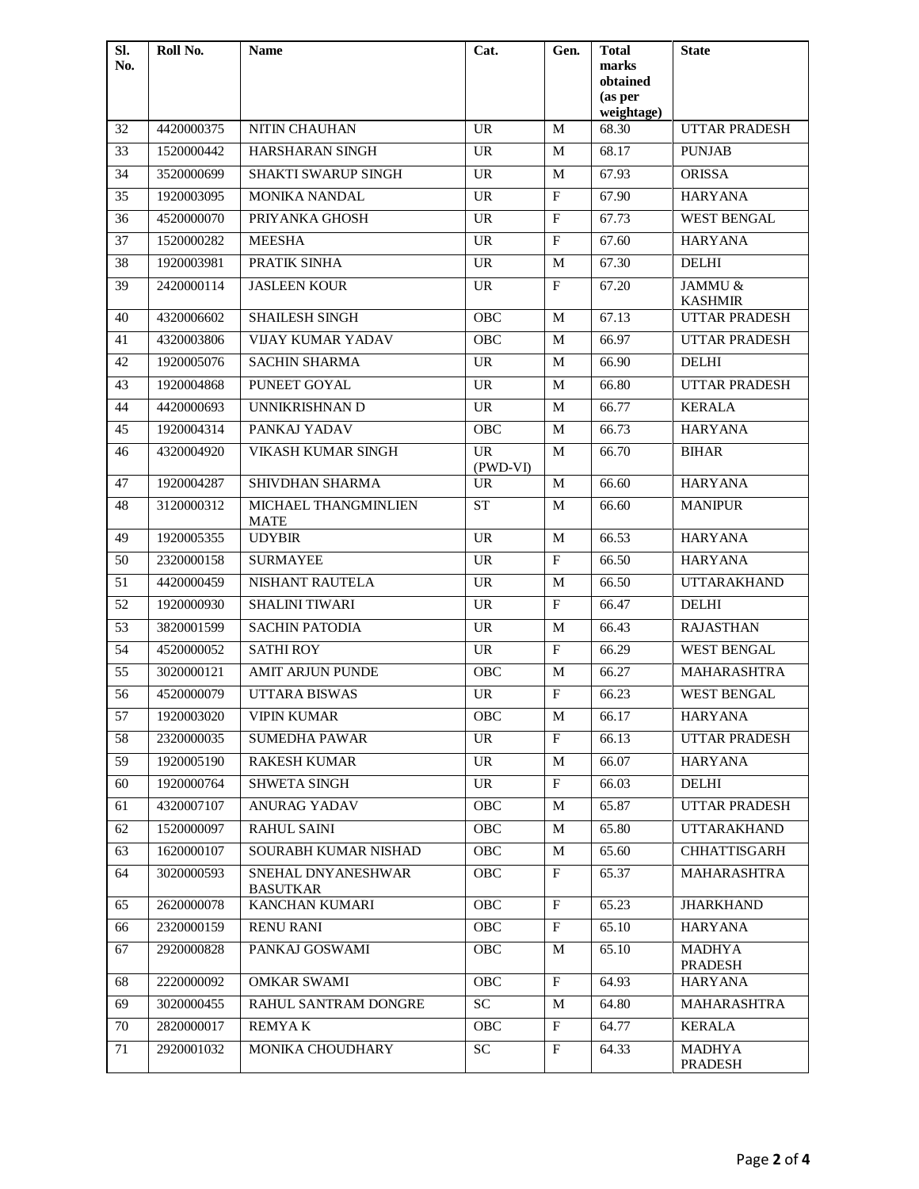| Sl. No. | Roll No. | Name | Cat. | Gen. | Total marks obtained (as per weightage) | State |
|---|---|---|---|---|---|---|
| 32 | 4420000375 | NITIN CHAUHAN | UR | M | 68.30 | UTTAR PRADESH |
| 33 | 1520000442 | HARSHARAN SINGH | UR | M | 68.17 | PUNJAB |
| 34 | 3520000699 | SHAKTI SWARUP SINGH | UR | M | 67.93 | ORISSA |
| 35 | 1920003095 | MONIKA NANDAL | UR | F | 67.90 | HARYANA |
| 36 | 4520000070 | PRIYANKA GHOSH | UR | F | 67.73 | WEST BENGAL |
| 37 | 1520000282 | MEESHA | UR | F | 67.60 | HARYANA |
| 38 | 1920003981 | PRATIK SINHA | UR | M | 67.30 | DELHI |
| 39 | 2420000114 | JASLEEN KOUR | UR | F | 67.20 | JAMMU & KASHMIR |
| 40 | 4320006602 | SHAILESH SINGH | OBC | M | 67.13 | UTTAR PRADESH |
| 41 | 4320003806 | VIJAY KUMAR YADAV | OBC | M | 66.97 | UTTAR PRADESH |
| 42 | 1920005076 | SACHIN SHARMA | UR | M | 66.90 | DELHI |
| 43 | 1920004868 | PUNEET GOYAL | UR | M | 66.80 | UTTAR PRADESH |
| 44 | 4420000693 | UNNIKRISHNAN D | UR | M | 66.77 | KERALA |
| 45 | 1920004314 | PANKAJ YADAV | OBC | M | 66.73 | HARYANA |
| 46 | 4320004920 | VIKASH KUMAR SINGH | UR (PWD-VI) | M | 66.70 | BIHAR |
| 47 | 1920004287 | SHIVDHAN SHARMA | UR | M | 66.60 | HARYANA |
| 48 | 3120000312 | MICHAEL THANGMINLIEN MATE | ST | M | 66.60 | MANIPUR |
| 49 | 1920005355 | UDYBIR | UR | M | 66.53 | HARYANA |
| 50 | 2320000158 | SURMAYEE | UR | F | 66.50 | HARYANA |
| 51 | 4420000459 | NISHANT RAUTELA | UR | M | 66.50 | UTTARAKHAND |
| 52 | 1920000930 | SHALINI TIWARI | UR | F | 66.47 | DELHI |
| 53 | 3820001599 | SACHIN PATODIA | UR | M | 66.43 | RAJASTHAN |
| 54 | 4520000052 | SATHI ROY | UR | F | 66.29 | WEST BENGAL |
| 55 | 3020000121 | AMIT ARJUN PUNDE | OBC | M | 66.27 | MAHARASHTRA |
| 56 | 4520000079 | UTTARA BISWAS | UR | F | 66.23 | WEST BENGAL |
| 57 | 1920003020 | VIPIN KUMAR | OBC | M | 66.17 | HARYANA |
| 58 | 2320000035 | SUMEDHA PAWAR | UR | F | 66.13 | UTTAR PRADESH |
| 59 | 1920005190 | RAKESH KUMAR | UR | M | 66.07 | HARYANA |
| 60 | 1920000764 | SHWETA SINGH | UR | F | 66.03 | DELHI |
| 61 | 4320007107 | ANURAG YADAV | OBC | M | 65.87 | UTTAR PRADESH |
| 62 | 1520000097 | RAHUL SAINI | OBC | M | 65.80 | UTTARAKHAND |
| 63 | 1620000107 | SOURABH KUMAR NISHAD | OBC | M | 65.60 | CHHATTISGARH |
| 64 | 3020000593 | SNEHAL DNYANESHWAR BASUTKAR | OBC | F | 65.37 | MAHARASHTRA |
| 65 | 2620000078 | KANCHAN KUMARI | OBC | F | 65.23 | JHARKHAND |
| 66 | 2320000159 | RENU RANI | OBC | F | 65.10 | HARYANA |
| 67 | 2920000828 | PANKAJ GOSWAMI | OBC | M | 65.10 | MADHYA PRADESH |
| 68 | 2220000092 | OMKAR SWAMI | OBC | F | 64.93 | HARYANA |
| 69 | 3020000455 | RAHUL SANTRAM DONGRE | SC | M | 64.80 | MAHARASHTRA |
| 70 | 2820000017 | REMYA K | OBC | F | 64.77 | KERALA |
| 71 | 2920001032 | MONIKA CHOUDHARY | SC | F | 64.33 | MADHYA PRADESH |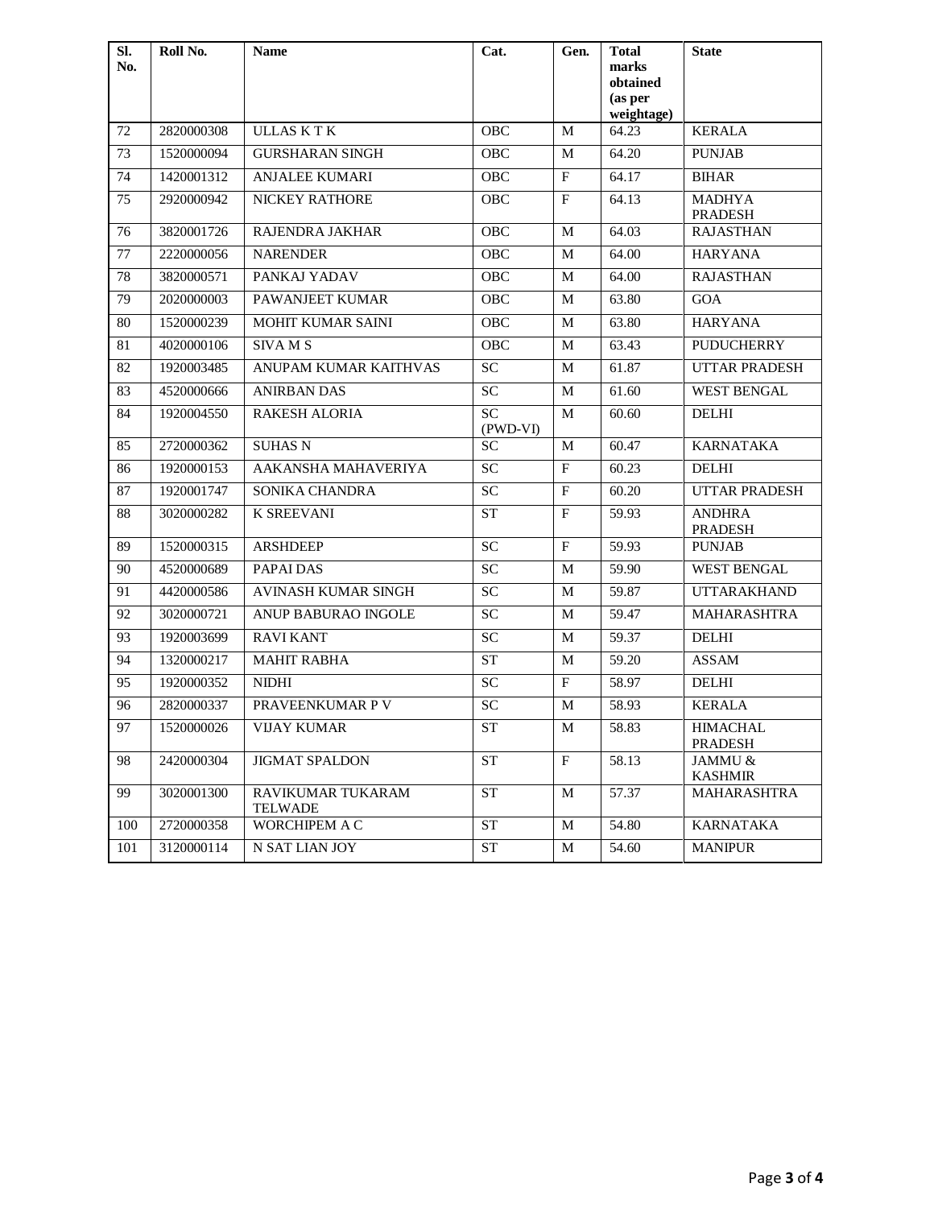| Sl. No. | Roll No. | Name | Cat. | Gen. | Total marks obtained (as per weightage) | State |
|---|---|---|---|---|---|---|
| 72 | 2820000308 | ULLAS K T K | OBC | M | 64.23 | KERALA |
| 73 | 1520000094 | GURSHARAN SINGH | OBC | M | 64.20 | PUNJAB |
| 74 | 1420001312 | ANJALEE KUMARI | OBC | F | 64.17 | BIHAR |
| 75 | 2920000942 | NICKEY RATHORE | OBC | F | 64.13 | MADHYA PRADESH |
| 76 | 3820001726 | RAJENDRA JAKHAR | OBC | M | 64.03 | RAJASTHAN |
| 77 | 2220000056 | NARENDER | OBC | M | 64.00 | HARYANA |
| 78 | 3820000571 | PANKAJ YADAV | OBC | M | 64.00 | RAJASTHAN |
| 79 | 2020000003 | PAWANJEET KUMAR | OBC | M | 63.80 | GOA |
| 80 | 1520000239 | MOHIT KUMAR SAINI | OBC | M | 63.80 | HARYANA |
| 81 | 4020000106 | SIVA M S | OBC | M | 63.43 | PUDUCHERRY |
| 82 | 1920003485 | ANUPAM KUMAR KAITHVAS | SC | M | 61.87 | UTTAR PRADESH |
| 83 | 4520000666 | ANIRBAN DAS | SC | M | 61.60 | WEST BENGAL |
| 84 | 1920004550 | RAKESH ALORIA | SC (PWD-VI) | M | 60.60 | DELHI |
| 85 | 2720000362 | SUHAS N | SC | M | 60.47 | KARNATAKA |
| 86 | 1920000153 | AAKANSHA MAHAVERIYA | SC | F | 60.23 | DELHI |
| 87 | 1920001747 | SONIKA CHANDRA | SC | F | 60.20 | UTTAR PRADESH |
| 88 | 3020000282 | K SREEVANI | ST | F | 59.93 | ANDHRA PRADESH |
| 89 | 1520000315 | ARSHDEEP | SC | F | 59.93 | PUNJAB |
| 90 | 4520000689 | PAPAI DAS | SC | M | 59.90 | WEST BENGAL |
| 91 | 4420000586 | AVINASH KUMAR SINGH | SC | M | 59.87 | UTTARAKHAND |
| 92 | 3020000721 | ANUP BABURAO INGOLE | SC | M | 59.47 | MAHARASHTRA |
| 93 | 1920003699 | RAVI KANT | SC | M | 59.37 | DELHI |
| 94 | 1320000217 | MAHIT RABHA | ST | M | 59.20 | ASSAM |
| 95 | 1920000352 | NIDHI | SC | F | 58.97 | DELHI |
| 96 | 2820000337 | PRAVEENKUMAR P V | SC | M | 58.93 | KERALA |
| 97 | 1520000026 | VIJAY KUMAR | ST | M | 58.83 | HIMACHAL PRADESH |
| 98 | 2420000304 | JIGMAT SPALDON | ST | F | 58.13 | JAMMU & KASHMIR |
| 99 | 3020001300 | RAVIKUMAR TUKARAM TELWADE | ST | M | 57.37 | MAHARASHTRA |
| 100 | 2720000358 | WORCHIPEM A C | ST | M | 54.80 | KARNATAKA |
| 101 | 3120000114 | N SAT LIAN JOY | ST | M | 54.60 | MANIPUR |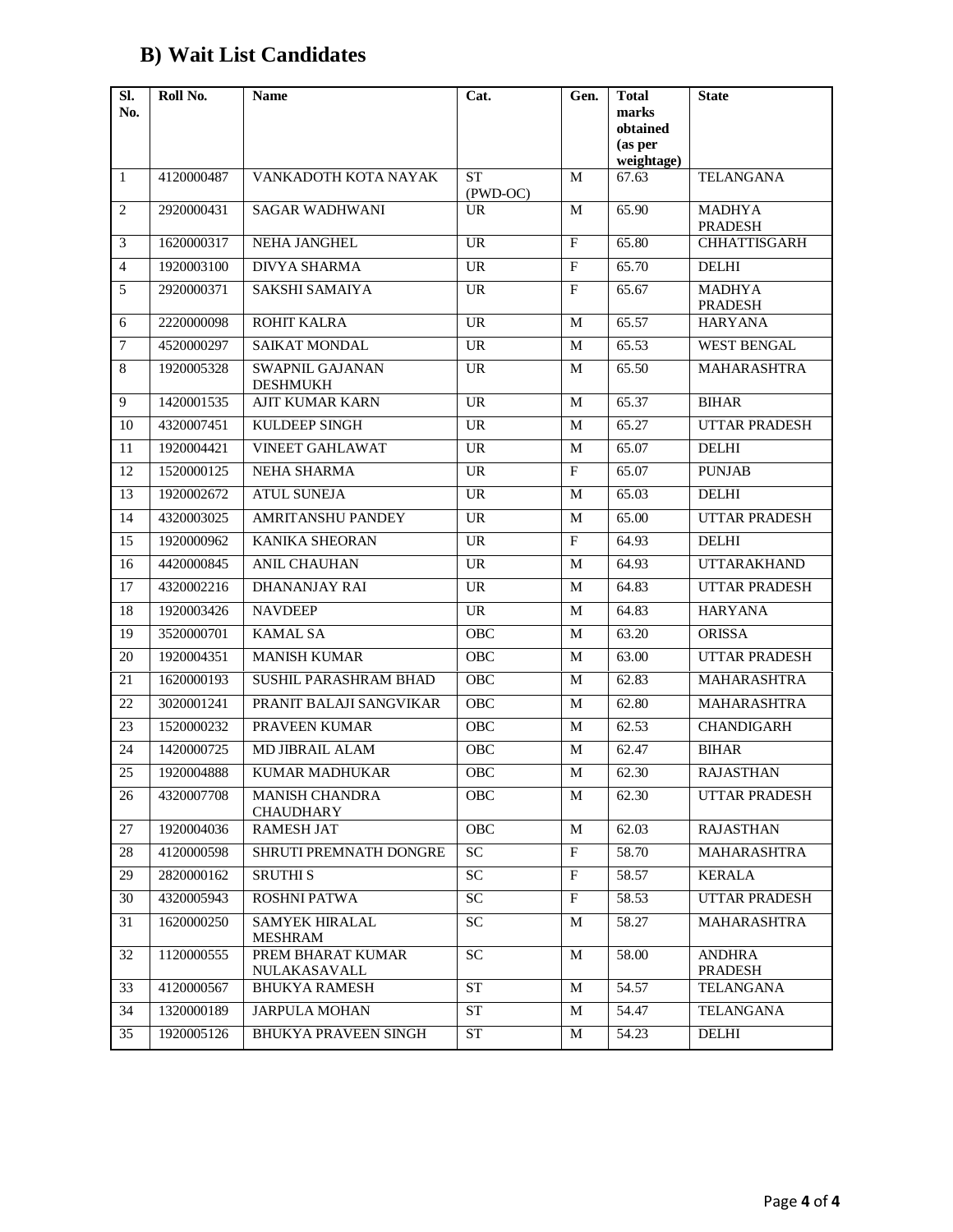## B) Wait List Candidates

| Sl. No. | Roll No. | Name | Cat. | Gen. | Total marks obtained (as per weightage) | State |
|---|---|---|---|---|---|---|
| 1 | 4120000487 | VANKADOTH KOTA NAYAK | ST (PWD-OC) | M | 67.63 | TELANGANA |
| 2 | 2920000431 | SAGAR WADHWANI | UR | M | 65.90 | MADHYA PRADESH |
| 3 | 1620000317 | NEHA JANGHEL | UR | F | 65.80 | CHHATTISGARH |
| 4 | 1920003100 | DIVYA SHARMA | UR | F | 65.70 | DELHI |
| 5 | 2920000371 | SAKSHI SAMAIYA | UR | F | 65.67 | MADHYA PRADESH |
| 6 | 2220000098 | ROHIT KALRA | UR | M | 65.57 | HARYANA |
| 7 | 4520000297 | SAIKAT MONDAL | UR | M | 65.53 | WEST BENGAL |
| 8 | 1920005328 | SWAPNIL GAJANAN DESHMUKH | UR | M | 65.50 | MAHARASHTRA |
| 9 | 1420001535 | AJIT KUMAR KARN | UR | M | 65.37 | BIHAR |
| 10 | 4320007451 | KULDEEP SINGH | UR | M | 65.27 | UTTAR PRADESH |
| 11 | 1920004421 | VINEET GAHLAWAT | UR | M | 65.07 | DELHI |
| 12 | 1520000125 | NEHA SHARMA | UR | F | 65.07 | PUNJAB |
| 13 | 1920002672 | ATUL SUNEJA | UR | M | 65.03 | DELHI |
| 14 | 4320003025 | AMRITANSHU PANDEY | UR | M | 65.00 | UTTAR PRADESH |
| 15 | 1920000962 | KANIKA SHEORAN | UR | F | 64.93 | DELHI |
| 16 | 4420000845 | ANIL CHAUHAN | UR | M | 64.93 | UTTARAKHAND |
| 17 | 4320002216 | DHANANJAY RAI | UR | M | 64.83 | UTTAR PRADESH |
| 18 | 1920003426 | NAVDEEP | UR | M | 64.83 | HARYANA |
| 19 | 3520000701 | KAMAL SA | OBC | M | 63.20 | ORISSA |
| 20 | 1920004351 | MANISH KUMAR | OBC | M | 63.00 | UTTAR PRADESH |
| 21 | 1620000193 | SUSHIL PARASHRAM BHAD | OBC | M | 62.83 | MAHARASHTRA |
| 22 | 3020001241 | PRANIT BALAJI SANGVIKAR | OBC | M | 62.80 | MAHARASHTRA |
| 23 | 1520000232 | PRAVEEN KUMAR | OBC | M | 62.53 | CHANDIGARH |
| 24 | 1420000725 | MD JIBRAIL ALAM | OBC | M | 62.47 | BIHAR |
| 25 | 1920004888 | KUMAR MADHUKAR | OBC | M | 62.30 | RAJASTHAN |
| 26 | 4320007708 | MANISH CHANDRA CHAUDHARY | OBC | M | 62.30 | UTTAR PRADESH |
| 27 | 1920004036 | RAMESH JAT | OBC | M | 62.03 | RAJASTHAN |
| 28 | 4120000598 | SHRUTI PREMNATH DONGRE | SC | F | 58.70 | MAHARASHTRA |
| 29 | 2820000162 | SRUTHI S | SC | F | 58.57 | KERALA |
| 30 | 4320005943 | ROSHNI PATWA | SC | F | 58.53 | UTTAR PRADESH |
| 31 | 1620000250 | SAMYEK HIRALAL MESHRAM | SC | M | 58.27 | MAHARASHTRA |
| 32 | 1120000555 | PREM BHARAT KUMAR NULAKASAVALL | SC | M | 58.00 | ANDHRA PRADESH |
| 33 | 4120000567 | BHUKYA RAMESH | ST | M | 54.57 | TELANGANA |
| 34 | 1320000189 | JARPULA MOHAN | ST | M | 54.47 | TELANGANA |
| 35 | 1920005126 | BHUKYA PRAVEEN SINGH | ST | M | 54.23 | DELHI |